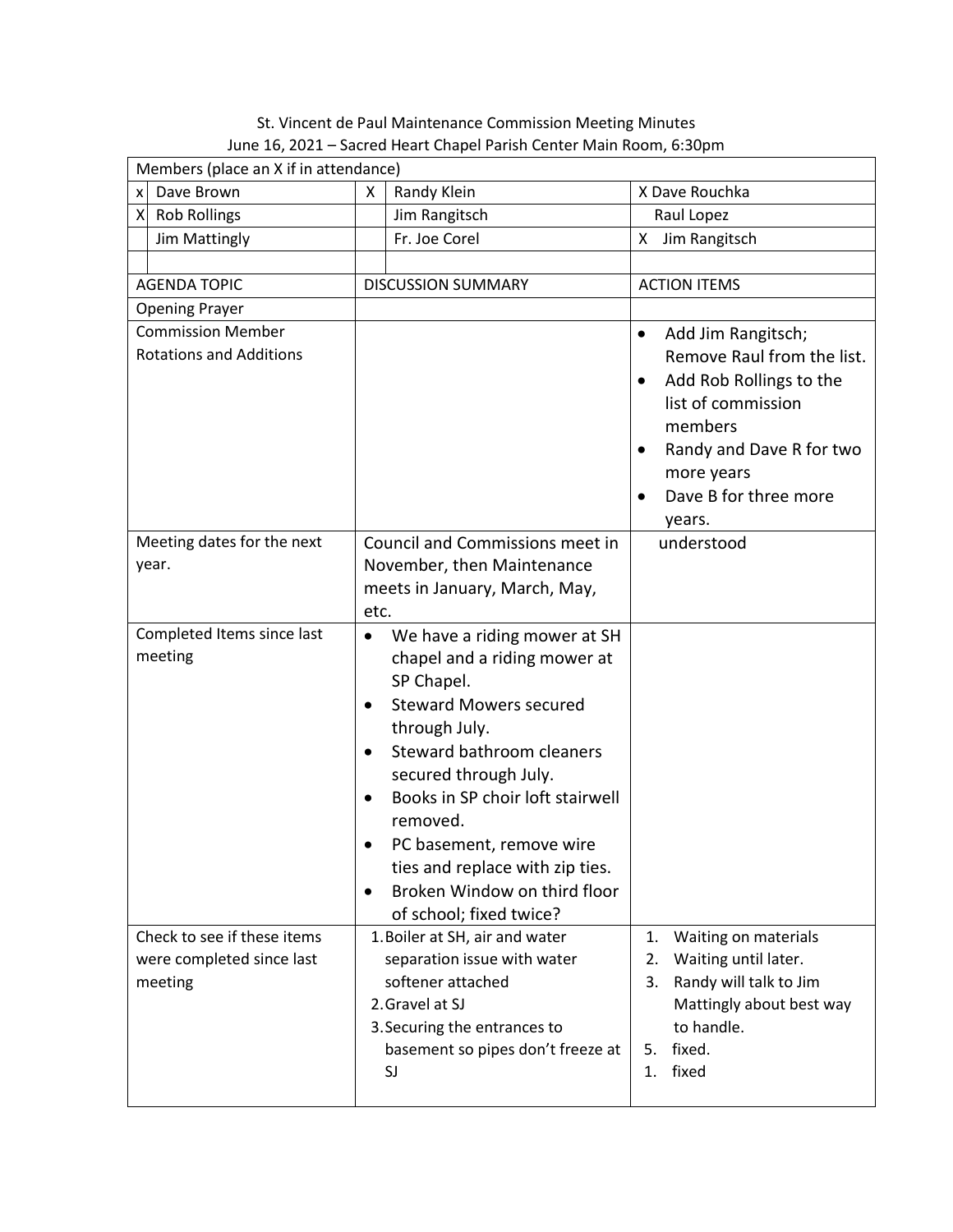St. Vincent de Paul Maintenance Commission Meeting Minutes
June 16, 2021 – Sacred Heart Chapel Parish Center Main Room, 6:30pm

| Members (place an X if in attendance) | | | | |
|---|---|---|---|---|
| x | Dave Brown | X | Randy Klein | X Dave Rouchka |
| X | Rob Rollings | | Jim Rangitsch | Raul Lopez |
| | Jim Mattingly | | Fr. Joe Corel | X Jim Rangitsch |
| | | | | |

| AGENDA TOPIC | DISCUSSION SUMMARY | ACTION ITEMS |
|---|---|---|
| Opening Prayer | | |
| Commission Member Rotations and Additions | | • Add Jim Rangitsch; Remove Raul from the list.<br>• Add Rob Rollings to the list of commission members<br>• Randy and Dave R for two more years<br>• Dave B for three more years. |
| Meeting dates for the next year. | Council and Commissions meet in November, then Maintenance meets in January, March, May, etc. | understood |
| Completed Items since last meeting | • We have a riding mower at SH chapel and a riding mower at SP Chapel.<br>• Steward Mowers secured through July.<br>• Steward bathroom cleaners secured through July.<br>• Books in SP choir loft stairwell removed.<br>• PC basement, remove wire ties and replace with zip ties.<br>• Broken Window on third floor of school; fixed twice? | |
| Check to see if these items were completed since last meeting | 1. Boiler at SH, air and water separation issue with water softener attached<br>2. Gravel at SJ<br>3. Securing the entrances to basement so pipes don't freeze at SJ | 1. Waiting on materials<br>2. Waiting until later.<br>3. Randy will talk to Jim Mattingly about best way to handle.<br>5. fixed.<br>1. fixed |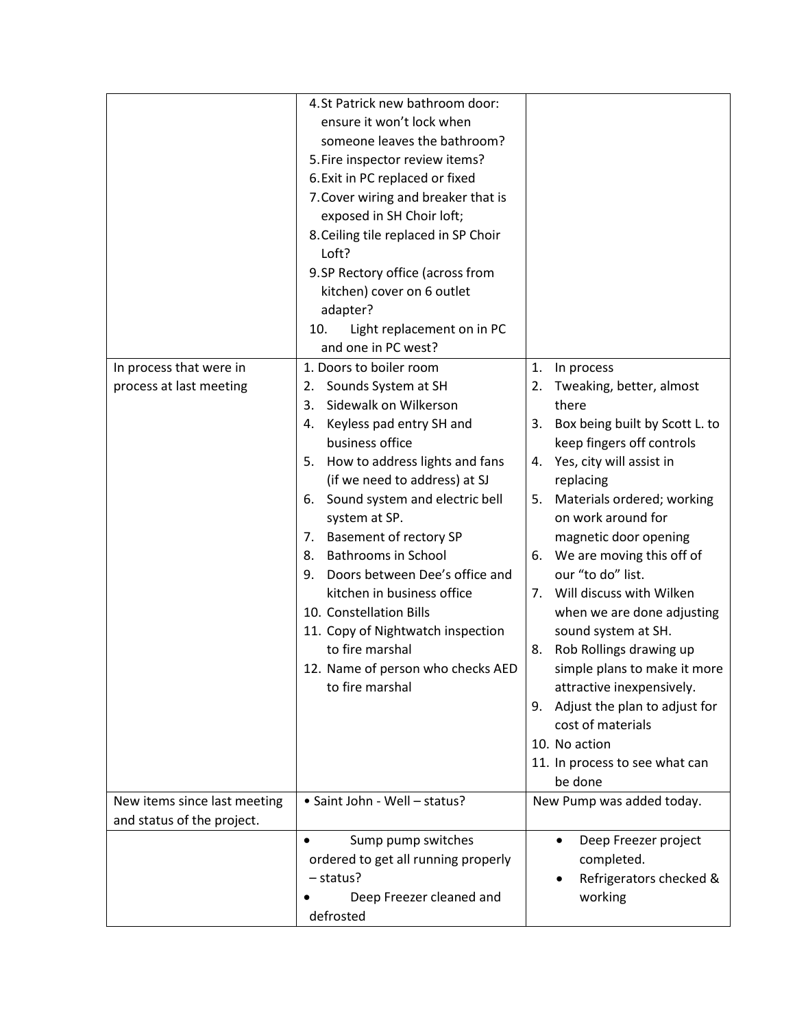| | | |
|---|---|---|
| | 4. St Patrick new bathroom door: ensure it won't lock when someone leaves the bathroom?<br>5. Fire inspector review items?<br>6. Exit in PC replaced or fixed<br>7. Cover wiring and breaker that is exposed in SH Choir loft;<br>8. Ceiling tile replaced in SP Choir Loft?<br>9. SP Rectory office (across from kitchen) cover on 6 outlet adapter?<br>10. Light replacement on in PC and one in PC west? | |
| In process that were in process at last meeting | 1. Doors to boiler room<br>2. Sounds System at SH<br>3. Sidewalk on Wilkerson<br>4. Keyless pad entry SH and business office<br>5. How to address lights and fans (if we need to address) at SJ<br>6. Sound system and electric bell system at SP.<br>7. Basement of rectory SP<br>8. Bathrooms in School<br>9. Doors between Dee's office and kitchen in business office<br>10. Constellation Bills<br>11. Copy of Nightwatch inspection to fire marshal<br>12. Name of person who checks AED to fire marshal | 1. In process<br>2. Tweaking, better, almost there<br>3. Box being built by Scott L. to keep fingers off controls<br>4. Yes, city will assist in replacing<br>5. Materials ordered; working on work around for magnetic door opening<br>6. We are moving this off of our "to do" list.<br>7. Will discuss with Wilken when we are done adjusting sound system at SH.<br>8. Rob Rollings drawing up simple plans to make it more attractive inexpensively.<br>9. Adjust the plan to adjust for cost of materials<br>10. No action<br>11. In process to see what can be done |
| New items since last meeting and status of the project. | • Saint John - Well – status? | New Pump was added today. |
| | • Sump pump switches ordered to get all running properly – status?<br>• Deep Freezer cleaned and defrosted | • Deep Freezer project completed.<br>• Refrigerators checked & working |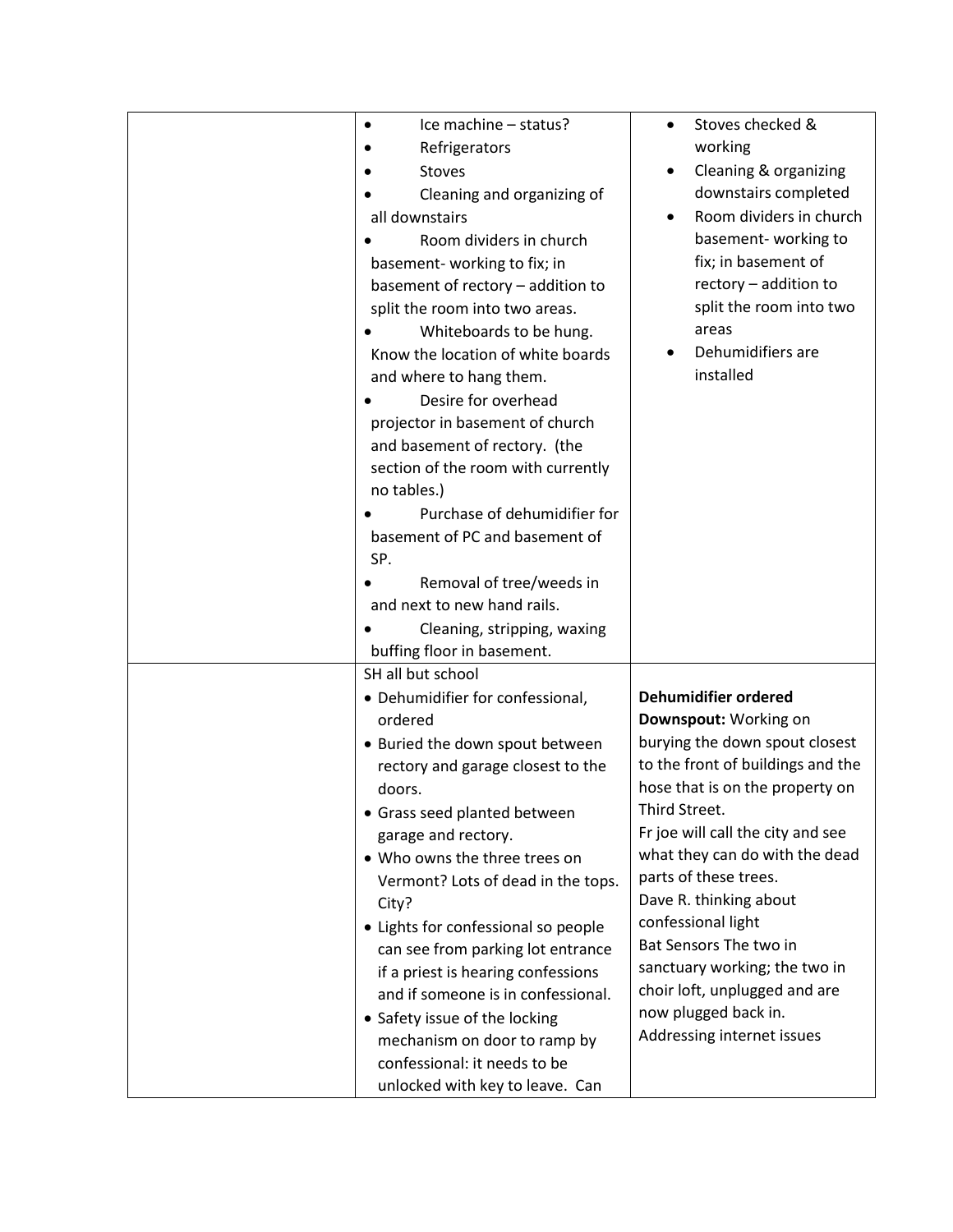| | | |
|---|---|---|
| | • Ice machine – status?<br>• Refrigerators<br>• Stoves<br>• Cleaning and organizing of all downstairs<br>• Room dividers in church basement- working to fix; in basement of rectory – addition to split the room into two areas.<br>• Whiteboards to be hung. Know the location of white boards and where to hang them.<br>• Desire for overhead projector in basement of church and basement of rectory. (the section of the room with currently no tables.)<br>• Purchase of dehumidifier for basement of PC and basement of SP.<br>• Removal of tree/weeds in and next to new hand rails.<br>• Cleaning, stripping, waxing buffing floor in basement. | • Stoves checked & working<br>• Cleaning & organizing downstairs completed<br>• Room dividers in church basement- working to fix; in basement of rectory – addition to split the room into two areas<br>• Dehumidifiers are installed |
| | SH all but school<br>• Dehumidifier for confessional, ordered<br>• Buried the down spout between rectory and garage closest to the doors.<br>• Grass seed planted between garage and rectory.<br>• Who owns the three trees on Vermont? Lots of dead in the tops. City?<br>• Lights for confessional so people can see from parking lot entrance if a priest is hearing confessions and if someone is in confessional.<br>• Safety issue of the locking mechanism on door to ramp by confessional: it needs to be unlocked with key to leave. Can | **Dehumidifier ordered**<br>**Downspout:** Working on burying the down spout closest to the front of buildings and the hose that is on the property on Third Street.<br>Fr joe will call the city and see what they can do with the dead parts of these trees.<br>Dave R. thinking about confessional light<br>Bat Sensors The two in sanctuary working; the two in choir loft, unplugged and are now plugged back in.<br>Addressing internet issues |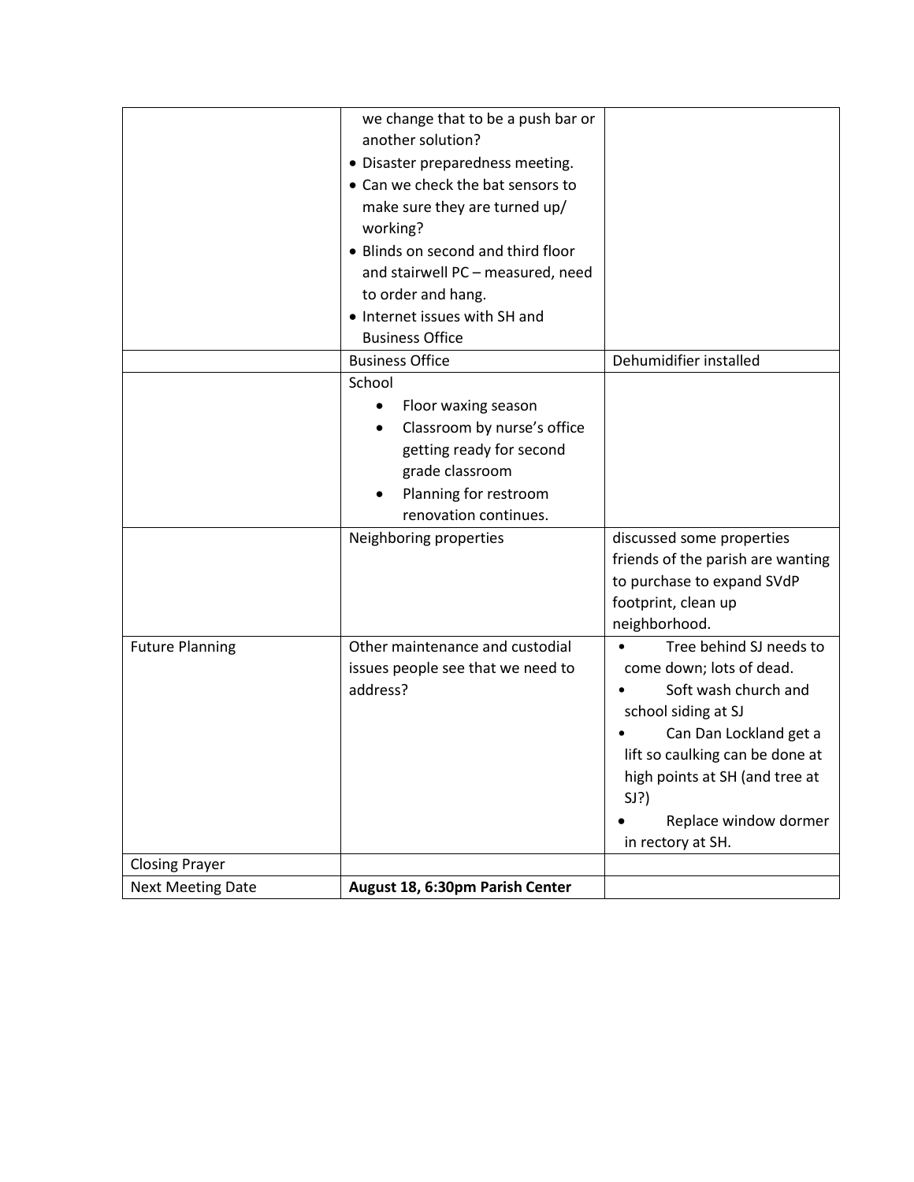| | | |
|---|---|---|
| | we change that to be a push bar or another solution?<br>• Disaster preparedness meeting.<br>• Can we check the bat sensors to make sure they are turned up/ working?<br>• Blinds on second and third floor and stairwell PC – measured, need to order and hang.<br>• Internet issues with SH and Business Office | |
| | Business Office | Dehumidifier installed |
| | School<br>• Floor waxing season<br>• Classroom by nurse's office getting ready for second grade classroom<br>• Planning for restroom renovation continues. | |
| | Neighboring properties | discussed some properties friends of the parish are wanting to purchase to expand SVdP footprint, clean up neighborhood. |
| Future Planning | Other maintenance and custodial issues people see that we need to address? | • Tree behind SJ needs to come down; lots of dead.<br>• Soft wash church and school siding at SJ<br>• Can Dan Lockland get a lift so caulking can be done at high points at SH (and tree at SJ?)<br>• Replace window dormer in rectory at SH. |
| Closing Prayer | | |
| Next Meeting Date | **August 18, 6:30pm Parish Center** | |